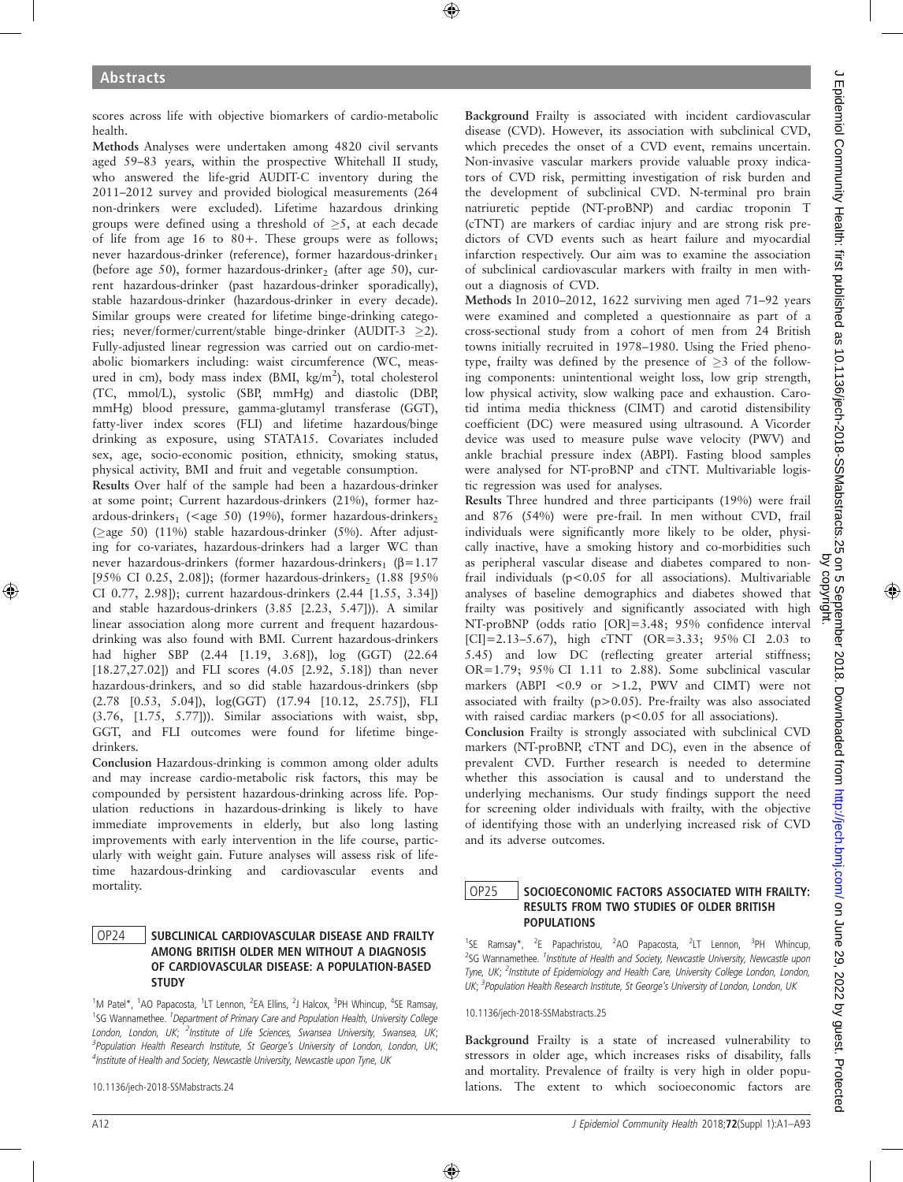scores across life with objective biomarkers of cardio-metabolic health.

**Methods** Analyses were undertaken among 4820 civil servants aged 59–83 years, within the prospective Whitehall II study, who answered the life-grid AUDIT-C inventory during the 2011–2012 survey and provided biological measurements (264 non-drinkers were excluded). Lifetime hazardous drinking groups were defined using a threshold of ≥5, at each decade of life from age 16 to 80+. These groups were as follows; never hazardous-drinker (reference), former hazardous-drinker$_1$ (before age 50), former hazardous-drinker$_2$ (after age 50), current hazardous-drinker (past hazardous-drinker sporadically), stable hazardous-drinker (hazardous-drinker in every decade). Similar groups were created for lifetime binge-drinking categories; never/former/current/stable binge-drinker (AUDIT-3 ≥2). Fully-adjusted linear regression was carried out on cardio-metabolic biomarkers including: waist circumference (WC, measured in cm), body mass index (BMI, kg/m$^2$), total cholesterol (TC, mmol/L), systolic (SBP, mmHg) and diastolic (DBP, mmHg) blood pressure, gamma-glutamyl transferase (GGT), fatty-liver index scores (FLI) and lifetime hazardous/binge drinking as exposure, using STATA15. Covariates included sex, age, socio-economic position, ethnicity, smoking status, physical activity, BMI and fruit and vegetable consumption.

**Results** Over half of the sample had been a hazardous-drinker at some point; Current hazardous-drinkers (21%), former hazardous-drinkers$_1$ (<age 50) (19%), former hazardous-drinkers$_2$ (≥age 50) (11%) stable hazardous-drinker (5%). After adjusting for co-variates, hazardous-drinkers had a larger WC than never hazardous-drinkers (former hazardous-drinkers$_1$ ($\beta$=1.17 [95% CI 0.25, 2.08]); (former hazardous-drinkers$_2$ (1.88 [95% CI 0.77, 2.98]); current hazardous-drinkers (2.44 [1.55, 3.34]) and stable hazardous-drinkers (3.85 [2.23, 5.47])). A similar linear association along more current and frequent hazardous-drinking was also found with BMI. Current hazardous-drinkers had higher SBP (2.44 [1.19, 3.68]), log (GGT) (22.64 [18.27,27.02]) and FLI scores (4.05 [2.92, 5.18]) than never hazardous-drinkers, and so did stable hazardous-drinkers (sbp (2.78 [0.53, 5.04]), log(GGT) (17.94 [10.12, 25.75]), FLI (3.76, [1.75, 5.77])). Similar associations with waist, sbp, GGT, and FLI outcomes were found for lifetime binge-drinkers.

**Conclusion** Hazardous-drinking is common among older adults and may increase cardio-metabolic risk factors, this may be compounded by persistent hazardous-drinking across life. Population reductions in hazardous-drinking is likely to have immediate improvements in elderly, but also long lasting improvements with early intervention in the life course, particularly with weight gain. Future analyses will assess risk of lifetime hazardous-drinking and cardiovascular events and mortality.

## OP24 SUBCLINICAL CARDIOVASCULAR DISEASE AND FRAILTY AMONG BRITISH OLDER MEN WITHOUT A DIAGNOSIS OF CARDIOVASCULAR DISEASE: A POPULATION-BASED STUDY

[1]M Patel*, [1]AO Papacosta, [1]LT Lennon, [2]EA Ellins, [2]J Halcox, [3]PH Whincup, [4]SE Ramsay, [1]SG Wannamethee. [1]Department of Primary Care and Population Health, University College London, London, UK; [2]Institute of Life Sciences, Swansea University, Swansea, UK; [3]Population Health Research Institute, St George's University of London, London, UK; [4]Institute of Health and Society, Newcastle University, Newcastle upon Tyne, UK

10.1136/jech-2018-SSMabstracts.24

**Background** Frailty is associated with incident cardiovascular disease (CVD). However, its association with subclinical CVD, which precedes the onset of a CVD event, remains uncertain. Non-invasive vascular markers provide valuable proxy indicators of CVD risk, permitting investigation of risk burden and the development of subclinical CVD. N-terminal pro brain natriuretic peptide (NT-proBNP) and cardiac troponin T (cTNT) are markers of cardiac injury and are strong risk predictors of CVD events such as heart failure and myocardial infarction respectively. Our aim was to examine the association of subclinical cardiovascular markers with frailty in men without a diagnosis of CVD.

**Methods** In 2010–2012, 1622 surviving men aged 71–92 years were examined and completed a questionnaire as part of a cross-sectional study from a cohort of men from 24 British towns initially recruited in 1978–1980. Using the Fried phenotype, frailty was defined by the presence of ≥3 of the following components: unintentional weight loss, low grip strength, low physical activity, slow walking pace and exhaustion. Carotid intima media thickness (CIMT) and carotid distensibility coefficient (DC) were measured using ultrasound. A Vicorder device was used to measure pulse wave velocity (PWV) and ankle brachial pressure index (ABPI). Fasting blood samples were analysed for NT-proBNP and cTNT. Multivariable logistic regression was used for analyses.

**Results** Three hundred and three participants (19%) were frail and 876 (54%) were pre-frail. In men without CVD, frail individuals were significantly more likely to be older, physically inactive, have a smoking history and co-morbidities such as peripheral vascular disease and diabetes compared to non-frail individuals ($p<0.05$ for all associations). Multivariable analyses of baseline demographics and diabetes showed that frailty was positively and significantly associated with high NT-proBNP (odds ratio [OR]=3.48; 95% confidence interval [CI]=2.13–5.67), high cTNT (OR=3.33; 95% CI 2.03 to 5.45) and low DC (reflecting greater arterial stiffness; OR=1.79; 95% CI 1.11 to 2.88). Some subclinical vascular markers (ABPI <0.9 or >1.2, PWV and CIMT) were not associated with frailty ($p>0.05$). Pre-frailty was also associated with raised cardiac markers ($p<0.05$ for all associations).

**Conclusion** Frailty is strongly associated with subclinical CVD markers (NT-proBNP, cTNT and DC), even in the absence of prevalent CVD. Further research is needed to determine whether this association is causal and to understand the underlying mechanisms. Our study findings support the need for screening older individuals with frailty, with the objective of identifying those with an underlying increased risk of CVD and its adverse outcomes.

## OP25 SOCIOECONOMIC FACTORS ASSOCIATED WITH FRAILTY: RESULTS FROM TWO STUDIES OF OLDER BRITISH POPULATIONS

[1]SE Ramsay*, [2]E Papachristou, [2]AO Papacosta, [2]LT Lennon, [3]PH Whincup, [2]SG Wannamethee. [1]Institute of Health and Society, Newcastle University, Newcastle upon Tyne, UK; [2]Institute of Epidemiology and Health Care, University College London, London, UK; [3]Population Health Research Institute, St George's University of London, London, UK

10.1136/jech-2018-SSMabstracts.25

**Background** Frailty is a state of increased vulnerability to stressors in older age, which increases risks of disability, falls and mortality. Prevalence of frailty is very high in older populations. The extent to which socioeconomic factors are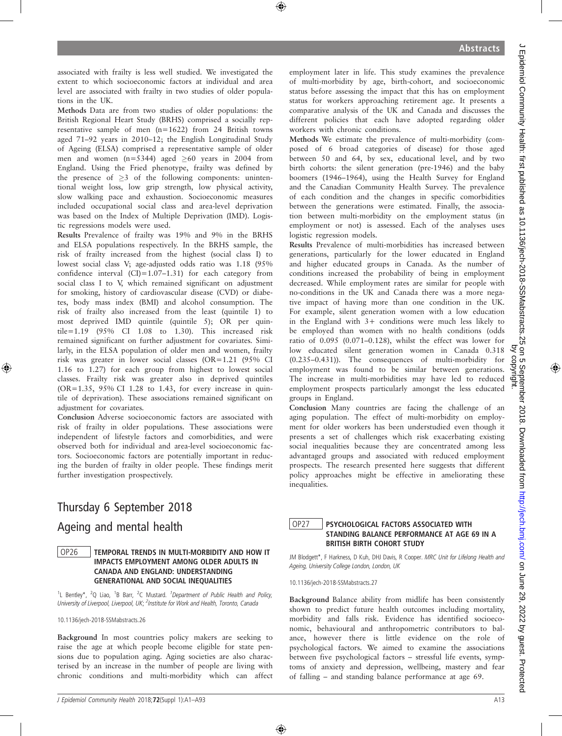associated with frailty is less well studied. We investigated the extent to which socioeconomic factors at individual and area level are associated with frailty in two studies of older populations in the UK.

**Methods** Data are from two studies of older populations: the British Regional Heart Study (BRHS) comprised a socially representative sample of men (n=1622) from 24 British towns aged 71–92 years in 2010–12; the English Longitudinal Study of Ageing (ELSA) comprised a representative sample of older men and women (n=5344) aged ≥60 years in 2004 from England. Using the Fried phenotype, frailty was defined by the presence of ≥3 of the following components: unintentional weight loss, low grip strength, low physical activity, slow walking pace and exhaustion. Socioeconomic measures included occupational social class and area-level deprivation was based on the Index of Multiple Deprivation (IMD). Logistic regressions models were used.

**Results** Prevalence of frailty was 19% and 9% in the BRHS and ELSA populations respectively. In the BRHS sample, the risk of frailty increased from the highest (social class I) to lowest social class V; age-adjusted odds ratio was 1.18 (95% confidence interval (CI)=1.07–1.31) for each category from social class I to V, which remained significant on adjustment for smoking, history of cardiovascular disease (CVD) or diabetes, body mass index (BMI) and alcohol consumption. The risk of frailty also increased from the least (quintile 1) to most deprived IMD quintile (quintile 5); OR per quintile=1.19 (95% CI 1.08 to 1.30). This increased risk remained significant on further adjustment for covariates. Similarly, in the ELSA population of older men and women, frailty risk was greater in lower social classes (OR=1.21 (95% CI 1.16 to 1.27) for each group from highest to lowest social classes. Frailty risk was greater also in deprived quintiles (OR=1.35, 95% CI 1.28 to 1.43, for every increase in quintile of deprivation). These associations remained significant on adjustment for covariates.

**Conclusion** Adverse socioeconomic factors are associated with risk of frailty in older populations. These associations were independent of lifestyle factors and comorbidities, and were observed both for individual and area-level socioeconomic factors. Socioeconomic factors are potentially important in reducing the burden of frailty in older people. These findings merit further investigation prospectively.

# Thursday 6 September 2018

## Ageing and mental health

### OP26 TEMPORAL TRENDS IN MULTI-MORBIDITY AND HOW IT IMPACTS EMPLOYMENT AMONG OLDER ADULTS IN CANADA AND ENGLAND: UNDERSTANDING GENERATIONAL AND SOCIAL INEQUALITIES

[1]L Bentley*, [2]Q Liao, [1]B Barr, [2]C Mustard. [1]*Department of Public Health and Policy, University of Liverpool, Liverpool, UK;* [2]*Institute for Work and Health, Toronto, Canada*

10.1136/jech-2018-SSMabstracts.26

**Background** In most countries policy makers are seeking to raise the age at which people become eligible for state pensions due to population aging. Aging societies are also characterised by an increase in the number of people are living with chronic conditions and multi-morbidity which can affect employment later in life. This study examines the prevalence of multi-morbidity by age, birth-cohort, and socioeconomic status before assessing the impact that this has on employment status for workers approaching retirement age. It presents a comparative analysis of the UK and Canada and discusses the different policies that each have adopted regarding older workers with chronic conditions.

**Methods** We estimate the prevalence of multi-morbidity (composed of 6 broad categories of disease) for those aged between 50 and 64, by sex, educational level, and by two birth cohorts: the silent generation (pre-1946) and the baby boomers (1946–1964), using the Health Survey for England and the Canadian Community Health Survey. The prevalence of each condition and the changes in specific comorbidities between the generations were estimated. Finally, the association between multi-morbidity on the employment status (in employment or not) is assessed. Each of the analyses uses logistic regression models.

**Results** Prevalence of multi-morbidities has increased between generations, particularly for the lower educated in England and higher educated groups in Canada. As the number of conditions increased the probability of being in employment decreased. While employment rates are similar for people with no-conditions in the UK and Canada there was a more negative impact of having more than one condition in the UK. For example, silent generation women with a low education in the England with 3+ conditions were much less likely to be employed than women with no health conditions (odds ratio of 0.095 (0.071–0.128), whilst the effect was lower for low educated silent generation women in Canada 0.318 (0.235–0.431)). The consequences of multi-morbidity for employment was found to be similar between generations. The increase in multi-morbidities may have led to reduced employment prospects particularly amongst the less educated groups in England.

**Conclusion** Many countries are facing the challenge of an aging population. The effect of multi-morbidity on employment for older workers has been understudied even though it presents a set of challenges which risk exacerbating existing social inequalities because they are concentrated among less advantaged groups and associated with reduced employment prospects. The research presented here suggests that different policy approaches might be effective in ameliorating these inequalities.

### OP27 PSYCHOLOGICAL FACTORS ASSOCIATED WITH STANDING BALANCE PERFORMANCE AT AGE 69 IN A BRITISH BIRTH COHORT STUDY

JM Blodgett*, F Harkness, D Kuh, DHJ Davis, R Cooper. *MRC Unit for Lifelong Health and Ageing, University College London, London, UK*

10.1136/jech-2018-SSMabstracts.27

**Background** Balance ability from midlife has been consistently shown to predict future health outcomes including mortality, morbidity and falls risk. Evidence has identified socioeconomic, behavioural and anthropometric contributors to balance, however there is little evidence on the role of psychological factors. We aimed to examine the associations between five psychological factors – stressful life events, symptoms of anxiety and depression, wellbeing, mastery and fear of falling – and standing balance performance at age 69.